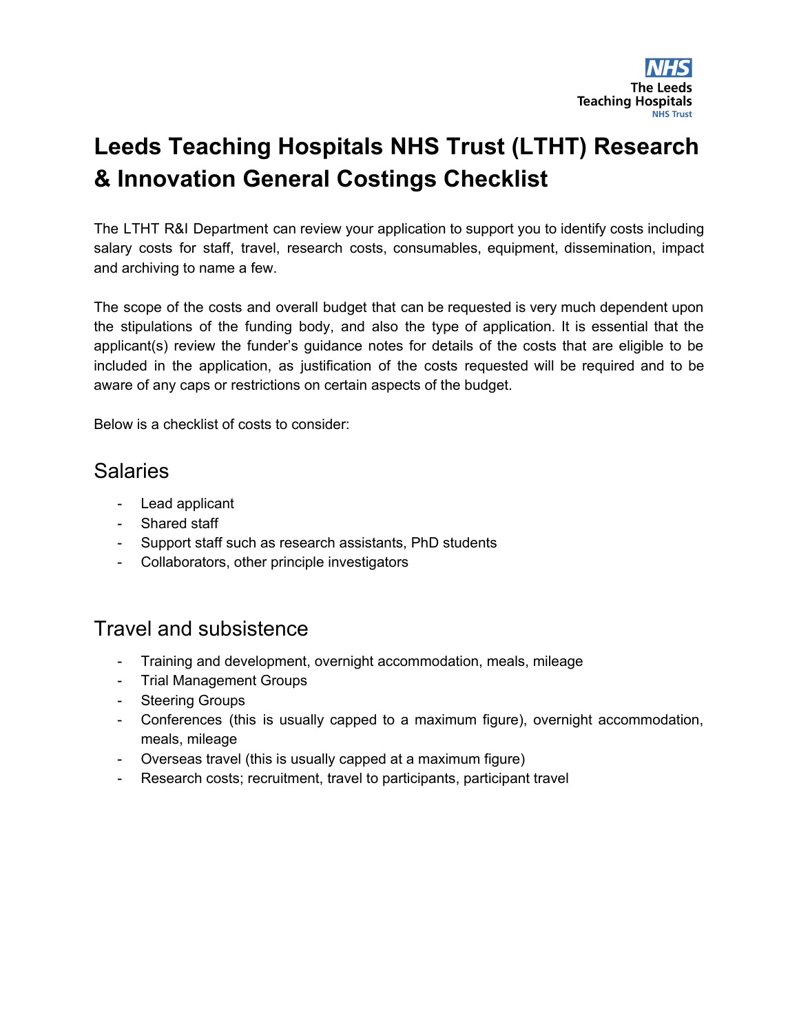# Leeds Teaching Hospitals NHS Trust (LTHT) Research & Innovation General Costings Checklist

The LTHT R&I Department can review your application to support you to identify costs including salary costs for staff, travel, research costs, consumables, equipment, dissemination, impact and archiving to name a few.

The scope of the costs and overall budget that can be requested is very much dependent upon the stipulations of the funding body, and also the type of application. It is essential that the applicant(s) review the funder's guidance notes for details of the costs that are eligible to be included in the application, as justification of the costs requested will be required and to be aware of any caps or restrictions on certain aspects of the budget.

Below is a checklist of costs to consider:

## Salaries

- Lead applicant
- Shared staff
- Support staff such as research assistants, PhD students
- Collaborators, other principle investigators

## Travel and subsistence

- Training and development, overnight accommodation, meals, mileage
- Trial Management Groups
- Steering Groups
- Conferences (this is usually capped to a maximum figure), overnight accommodation, meals, mileage
- Overseas travel (this is usually capped at a maximum figure)
- Research costs; recruitment, travel to participants, participant travel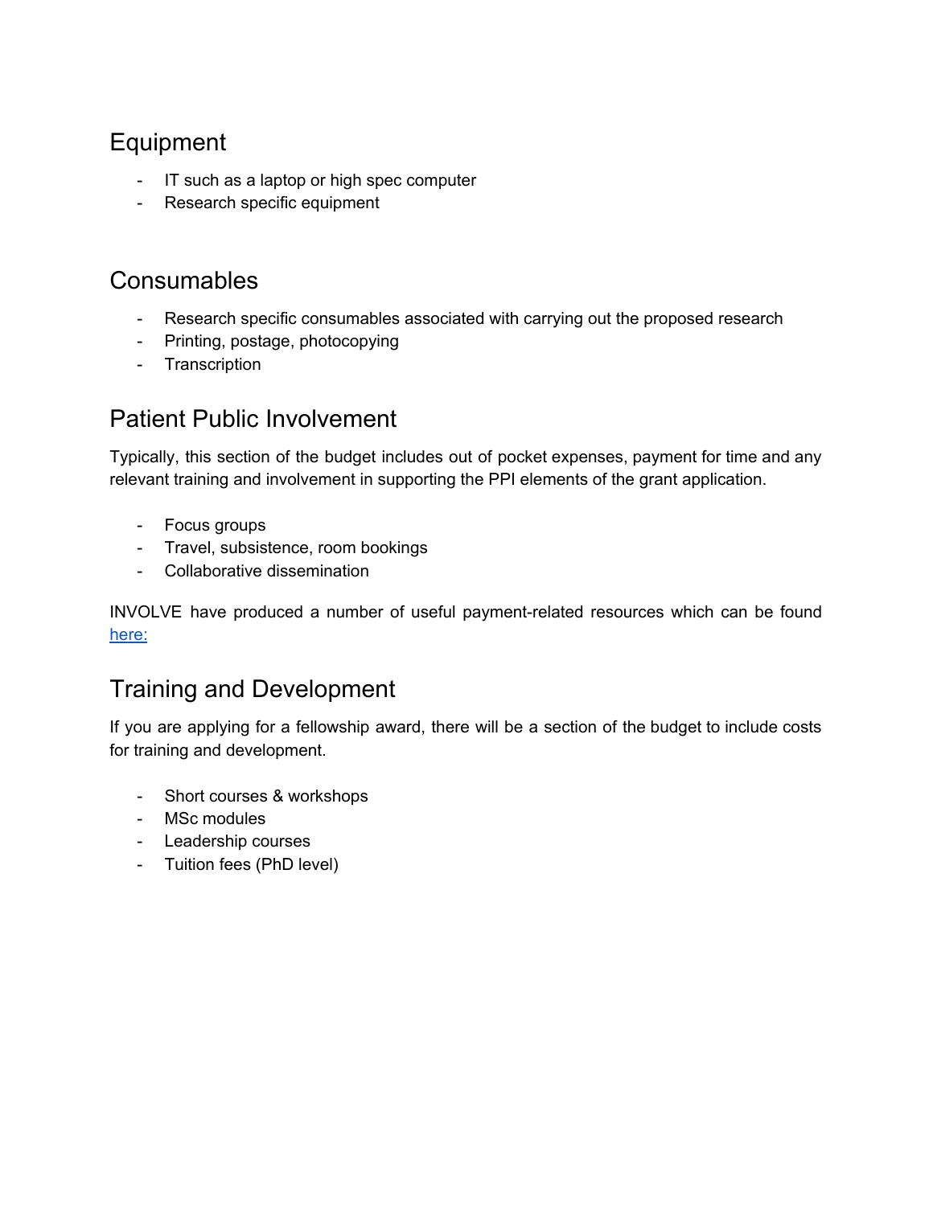## Equipment

- IT such as a laptop or high spec computer
- Research specific equipment

## Consumables

- Research specific consumables associated with carrying out the proposed research
- Printing, postage, photocopying
- Transcription

## Patient Public Involvement

Typically, this section of the budget includes out of pocket expenses, payment for time and any relevant training and involvement in supporting the PPI elements of the grant application.

- Focus groups
- Travel, subsistence, room bookings
- Collaborative dissemination

INVOLVE have produced a number of useful payment-related resources which can be found here:

## Training and Development

If you are applying for a fellowship award, there will be a section of the budget to include costs for training and development.

- Short courses & workshops
- MSc modules
- Leadership courses
- Tuition fees (PhD level)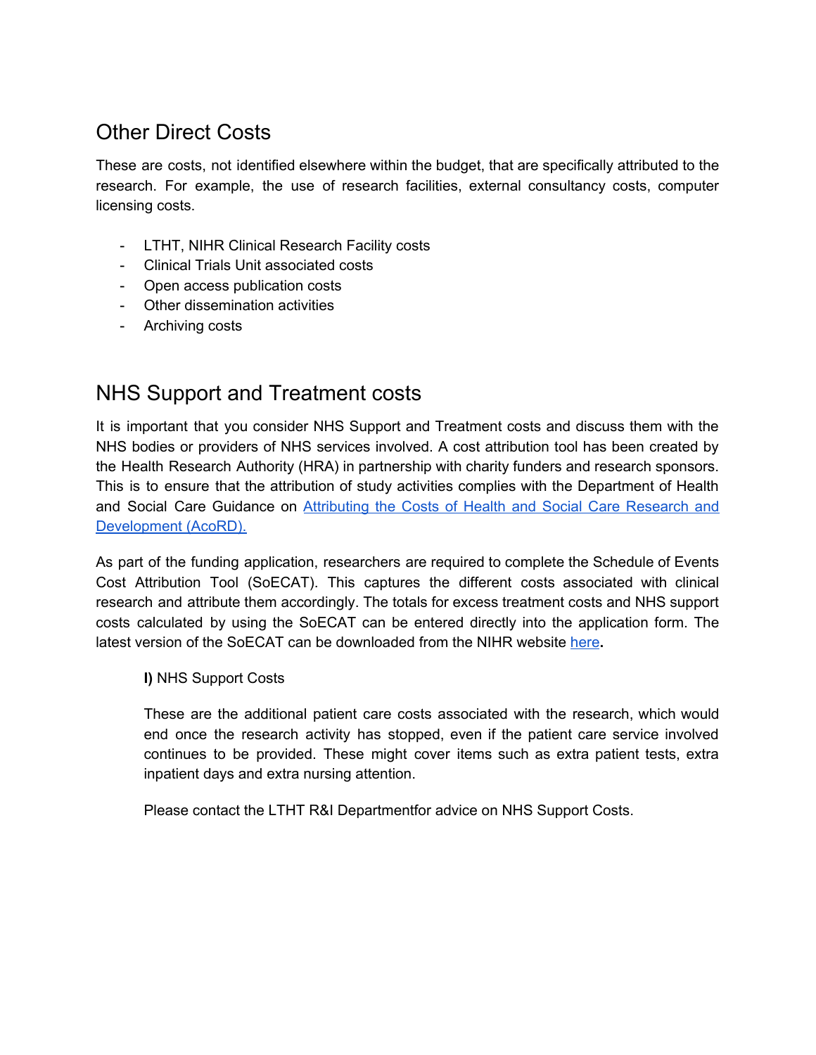## Other Direct Costs

These are costs, not identified elsewhere within the budget, that are specifically attributed to the research. For example, the use of research facilities, external consultancy costs, computer licensing costs.

- LTHT, NIHR Clinical Research Facility costs
- Clinical Trials Unit associated costs
- Open access publication costs
- Other dissemination activities
- Archiving costs

## NHS Support and Treatment costs

It is important that you consider NHS Support and Treatment costs and discuss them with the NHS bodies or providers of NHS services involved. A cost attribution tool has been created by the Health Research Authority (HRA) in partnership with charity funders and research sponsors. This is to ensure that the attribution of study activities complies with the Department of Health and Social Care Guidance on [Attributing the Costs of Health and Social Care Research and Development (AcoRD).]()

As part of the funding application, researchers are required to complete the Schedule of Events Cost Attribution Tool (SoECAT). This captures the different costs associated with clinical research and attribute them accordingly. The totals for excess treatment costs and NHS support costs calculated by using the SoECAT can be entered directly into the application form. The latest version of the SoECAT can be downloaded from the NIHR website [here]()**.**

**I)** NHS Support Costs

These are the additional patient care costs associated with the research, which would end once the research activity has stopped, even if the patient care service involved continues to be provided. These might cover items such as extra patient tests, extra inpatient days and extra nursing attention.

Please contact the LTHT R&I Departmentfor advice on NHS Support Costs.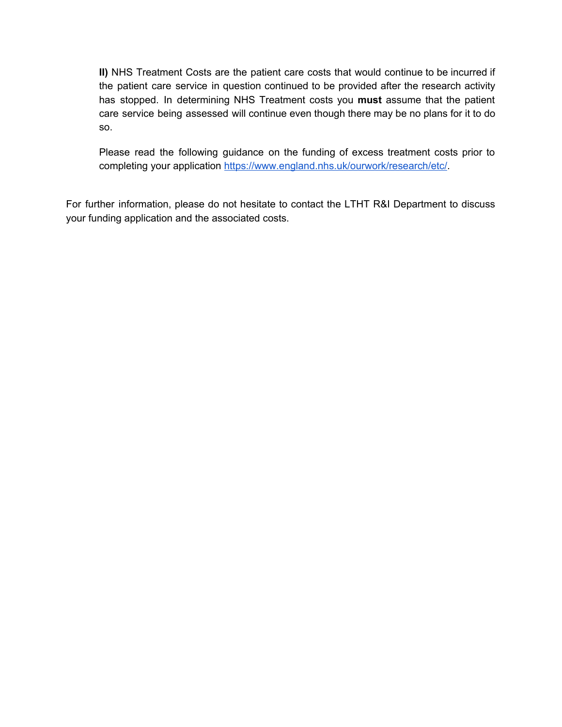**II)** NHS Treatment Costs are the patient care costs that would continue to be incurred if the patient care service in question continued to be provided after the research activity has stopped. In determining NHS Treatment costs you **must** assume that the patient care service being assessed will continue even though there may be no plans for it to do so.

Please read the following guidance on the funding of excess treatment costs prior to completing your application [https://www.england.nhs.uk/ourwork/research/etc/](https://www.england.nhs.uk/ourwork/research/etc/).

For further information, please do not hesitate to contact the LTHT R&I Department to discuss your funding application and the associated costs.